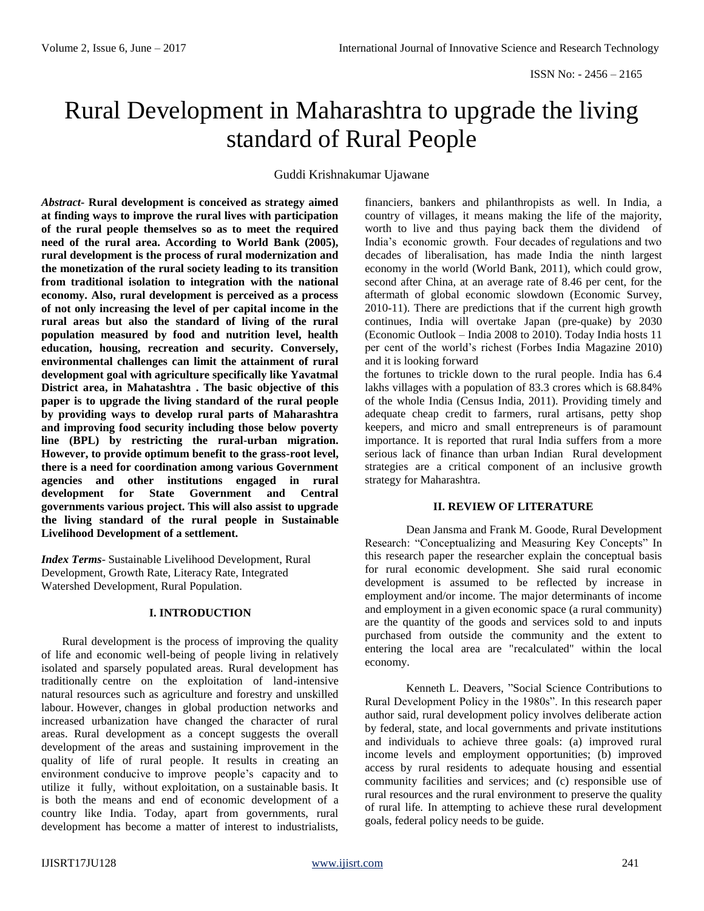# Rural Development in Maharashtra to upgrade the living standard of Rural People

Guddi Krishnakumar Ujawane

***Abstract*- Rural development is conceived as strategy aimed at finding ways to improve the rural lives with participation of the rural people themselves so as to meet the required need of the rural area. According to World Bank (2005), rural development is the process of rural modernization and the monetization of the rural society leading to its transition from traditional isolation to integration with the national economy. Also, rural development is perceived as a process of not only increasing the level of per capital income in the rural areas but also the standard of living of the rural population measured by food and nutrition level, health education, housing, recreation and security. Conversely, environmental challenges can limit the attainment of rural development goal with agriculture specifically like Yavatmal District area, in Mahatashtra . The basic objective of this paper is to upgrade the living standard of the rural people by providing ways to develop rural parts of Maharashtra and improving food security including those below poverty line (BPL) by restricting the rural-urban migration. However, to provide optimum benefit to the grass-root level, there is a need for coordination among various Government agencies and other institutions engaged in rural development for State Government and Central governments various project. This will also assist to upgrade the living standard of the rural people in Sustainable Livelihood Development of a settlement.**

***Index Terms*-** Sustainable Livelihood Development, Rural Development, Growth Rate, Literacy Rate, Integrated Watershed Development, Rural Population.

## I. INTRODUCTION

Rural development is the process of improving the quality of life and economic well-being of people living in relatively isolated and sparsely populated areas. Rural development has traditionally centre on the exploitation of land-intensive natural resources such as agriculture and forestry and unskilled labour. However, changes in global production networks and increased urbanization have changed the character of rural areas. Rural development as a concept suggests the overall development of the areas and sustaining improvement in the quality of life of rural people. It results in creating an environment conducive to improve people's capacity and to utilize it fully, without exploitation, on a sustainable basis. It is both the means and end of economic development of a country like India. Today, apart from governments, rural development has become a matter of interest to industrialists, financiers, bankers and philanthropists as well. In India, a country of villages, it means making the life of the majority, worth to live and thus paying back them the dividend of India's economic growth. Four decades of regulations and two decades of liberalisation, has made India the ninth largest economy in the world (World Bank, 2011), which could grow, second after China, at an average rate of 8.46 per cent, for the aftermath of global economic slowdown (Economic Survey, 2010-11). There are predictions that if the current high growth continues, India will overtake Japan (pre-quake) by 2030 (Economic Outlook – India 2008 to 2010). Today India hosts 11 per cent of the world's richest (Forbes India Magazine 2010) and it is looking forward the fortunes to trickle down to the rural people. India has 6.4 lakhs villages with a population of 83.3 crores which is 68.84% of the whole India (Census India, 2011). Providing timely and adequate cheap credit to farmers, rural artisans, petty shop keepers, and micro and small entrepreneurs is of paramount importance. It is reported that rural India suffers from a more serious lack of finance than urban Indian Rural development strategies are a critical component of an inclusive growth strategy for Maharashtra.

## II. REVIEW OF LITERATURE

Dean Jansma and Frank M. Goode, Rural Development Research: "Conceptualizing and Measuring Key Concepts" In this research paper the researcher explain the conceptual basis for rural economic development. She said rural economic development is assumed to be reflected by increase in employment and/or income. The major determinants of income and employment in a given economic space (a rural community) are the quantity of the goods and services sold to and inputs purchased from outside the community and the extent to entering the local area are "recalculated" within the local economy.

Kenneth L. Deavers, "Social Science Contributions to Rural Development Policy in the 1980s". In this research paper author said, rural development policy involves deliberate action by federal, state, and local governments and private institutions and individuals to achieve three goals: (a) improved rural income levels and employment opportunities; (b) improved access by rural residents to adequate housing and essential community facilities and services; and (c) responsible use of rural resources and the rural environment to preserve the quality of rural life. In attempting to achieve these rural development goals, federal policy needs to be guide.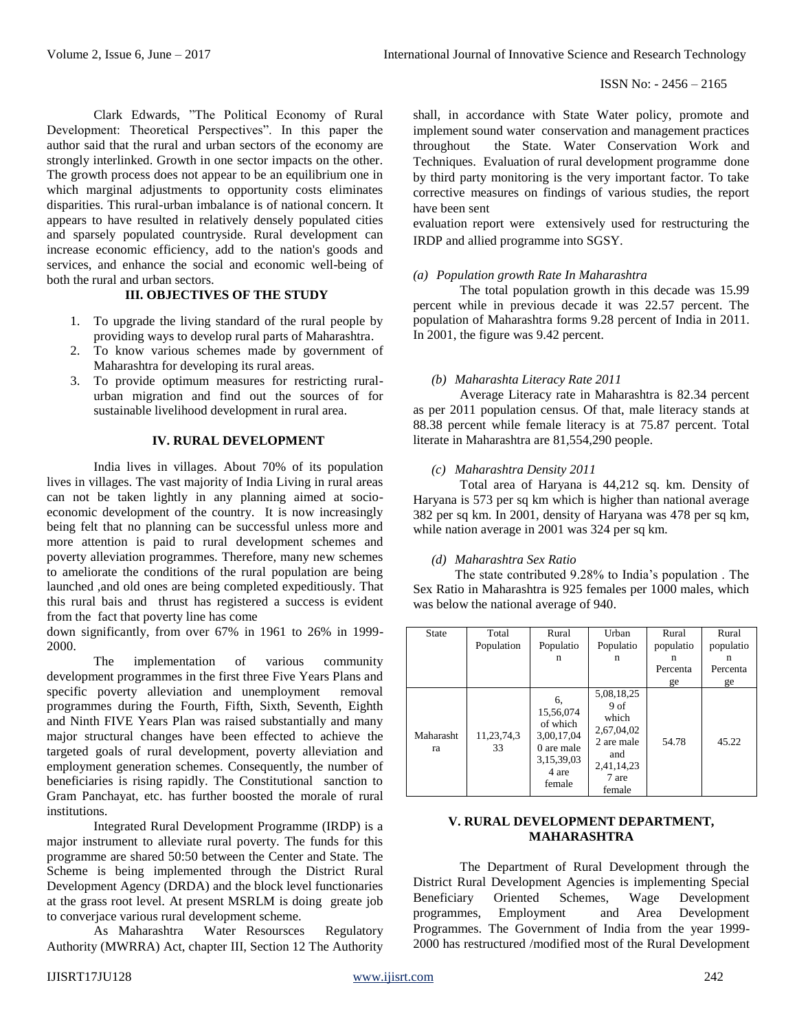Clark Edwards, "The Political Economy of Rural Development: Theoretical Perspectives". In this paper the author said that the rural and urban sectors of the economy are strongly interlinked. Growth in one sector impacts on the other. The growth process does not appear to be an equilibrium one in which marginal adjustments to opportunity costs eliminates disparities. This rural-urban imbalance is of national concern. It appears to have resulted in relatively densely populated cities and sparsely populated countryside. Rural development can increase economic efficiency, add to the nation's goods and services, and enhance the social and economic well-being of both the rural and urban sectors.

## III. OBJECTIVES OF THE STUDY

1. To upgrade the living standard of the rural people by providing ways to develop rural parts of Maharashtra.
2. To know various schemes made by government of Maharashtra for developing its rural areas.
3. To provide optimum measures for restricting rural-urban migration and find out the sources of for sustainable livelihood development in rural area.

## IV. RURAL DEVELOPMENT

India lives in villages. About 70% of its population lives in villages. The vast majority of India Living in rural areas can not be taken lightly in any planning aimed at socio-economic development of the country. It is now increasingly being felt that no planning can be successful unless more and more attention is paid to rural development schemes and poverty alleviation programmes. Therefore, many new schemes to ameliorate the conditions of the rural population are being launched ,and old ones are being completed expeditiously. That this rural bais and thrust has registered a success is evident from the fact that poverty line has come down significantly, from over 67% in 1961 to 26% in 1999-2000.

The implementation of various community development programmes in the first three Five Years Plans and specific poverty alleviation and unemployment removal programmes during the Fourth, Fifth, Sixth, Seventh, Eighth and Ninth FIVE Years Plan was raised substantially and many major structural changes have been effected to achieve the targeted goals of rural development, poverty alleviation and employment generation schemes. Consequently, the number of beneficiaries is rising rapidly. The Constitutional sanction to Gram Panchayat, etc. has further boosted the morale of rural institutions.

Integrated Rural Development Programme (IRDP) is a major instrument to alleviate rural poverty. The funds for this programme are shared 50:50 between the Center and State. The Scheme is being implemented through the District Rural Development Agency (DRDA) and the block level functionaries at the grass root level. At present MSRLM is doing greate job to converjace various rural development scheme.

As Maharashtra Water Resoursces Regulatory Authority (MWRRA) Act, chapter III, Section 12 The Authority shall, in accordance with State Water policy, promote and implement sound water conservation and management practices throughout the State. Water Conservation Work and Techniques. Evaluation of rural development programme done by third party monitoring is the very important factor. To take corrective measures on findings of various studies, the report have been sent

evaluation report were extensively used for restructuring the IRDP and allied programme into SGSY.

*(a) Population growth Rate In Maharashtra*

The total population growth in this decade was 15.99 percent while in previous decade it was 22.57 percent. The population of Maharashtra forms 9.28 percent of India in 2011. In 2001, the figure was 9.42 percent.

*(b) Maharashta Literacy Rate 2011*

Average Literacy rate in Maharashtra is 82.34 percent as per 2011 population census. Of that, male literacy stands at 88.38 percent while female literacy is at 75.87 percent. Total literate in Maharashtra are 81,554,290 people.

*(c) Maharashtra Density 2011*

Total area of Haryana is 44,212 sq. km. Density of Haryana is 573 per sq km which is higher than national average 382 per sq km. In 2001, density of Haryana was 478 per sq km, while nation average in 2001 was 324 per sq km.

*(d) Maharashtra Sex Ratio*

The state contributed 9.28% to India's population . The Sex Ratio in Maharashtra is 925 females per 1000 males, which was below the national average of 940.

| State | Total Population | Rural Population | Urban Population | Rural population Percentage | Rural population Percentage |
|---|---|---|---|---|---|
| Maharashtra | 11,23,74,333 | 6, 15,56,074 of which 3,00,17,040 are male 3,15,39,034 are female | 5,08,18,259 of which 2,67,04,022 are male and 2,41,14,237 are female | 54.78 | 45.22 |

## V. RURAL DEVELOPMENT DEPARTMENT, MAHARASHTRA

The Department of Rural Development through the District Rural Development Agencies is implementing Special Beneficiary Oriented Schemes, Wage Development programmes, Employment and Area Development Programmes. The Government of India from the year 1999-2000 has restructured /modified most of the Rural Development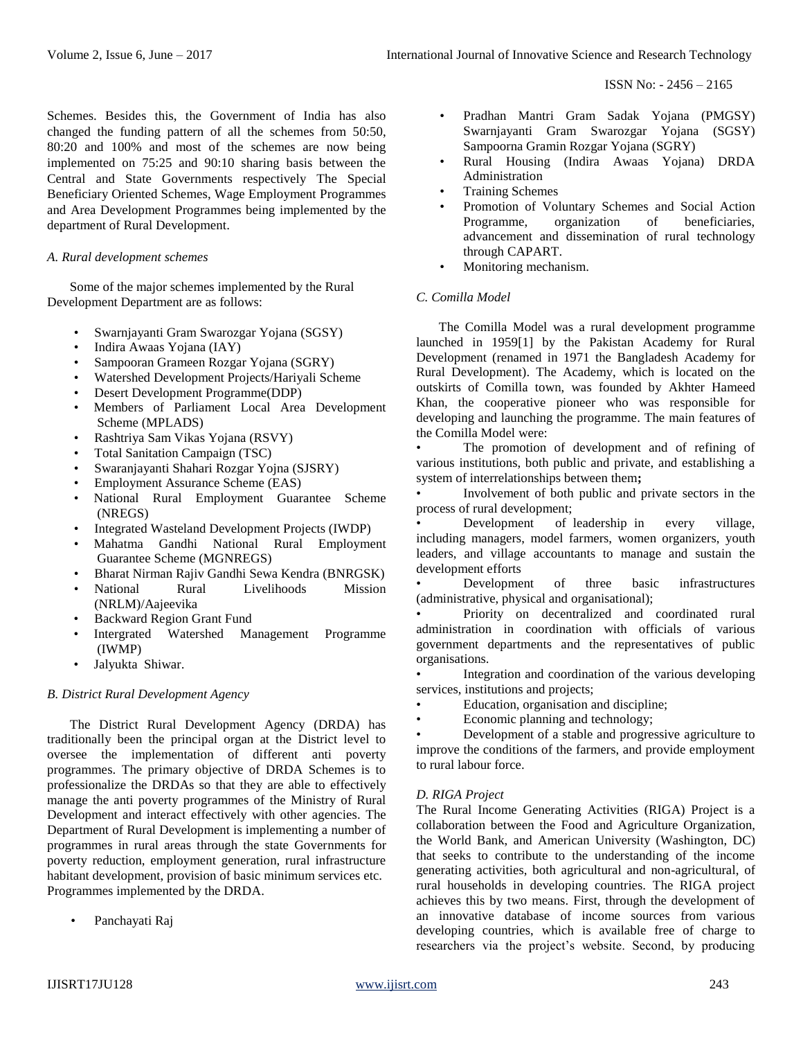Schemes. Besides this, the Government of India has also changed the funding pattern of all the schemes from 50:50, 80:20 and 100% and most of the schemes are now being implemented on 75:25 and 90:10 sharing basis between the Central and State Governments respectively The Special Beneficiary Oriented Schemes, Wage Employment Programmes and Area Development Programmes being implemented by the department of Rural Development.

### *A. Rural development schemes*

Some of the major schemes implemented by the Rural Development Department are as follows:

- Swarnjayanti Gram Swarozgar Yojana (SGSY)
- Indira Awaas Yojana (IAY)
- Sampooran Grameen Rozgar Yojana (SGRY)
- Watershed Development Projects/Hariyali Scheme
- Desert Development Programme(DDP)
- Members of Parliament Local Area Development Scheme (MPLADS)
- Rashtriya Sam Vikas Yojana (RSVY)
- Total Sanitation Campaign (TSC)
- Swaranjayanti Shahari Rozgar Yojna (SJSRY)
- Employment Assurance Scheme (EAS)
- National Rural Employment Guarantee Scheme (NREGS)
- Integrated Wasteland Development Projects (IWDP)
- Mahatma Gandhi National Rural Employment Guarantee Scheme (MGNREGS)
- Bharat Nirman Rajiv Gandhi Sewa Kendra (BNRGSK)
- National Rural Livelihoods Mission (NRLM)/Aajeevika
- Backward Region Grant Fund
- Intergrated Watershed Management Programme (IWMP)
- Jalyukta Shiwar.

### *B. District Rural Development Agency*

The District Rural Development Agency (DRDA) has traditionally been the principal organ at the District level to oversee the implementation of different anti poverty programmes. The primary objective of DRDA Schemes is to professionalize the DRDAs so that they are able to effectively manage the anti poverty programmes of the Ministry of Rural Development and interact effectively with other agencies. The Department of Rural Development is implementing a number of programmes in rural areas through the state Governments for poverty reduction, employment generation, rural infrastructure habitant development, provision of basic minimum services etc. Programmes implemented by the DRDA.

- Panchayati Raj
- Pradhan Mantri Gram Sadak Yojana (PMGSY) Swarnjayanti Gram Swarozgar Yojana (SGSY) Sampoorna Gramin Rozgar Yojana (SGRY)
- Rural Housing (Indira Awaas Yojana) DRDA Administration
- Training Schemes
- Promotion of Voluntary Schemes and Social Action Programme, organization of beneficiaries, advancement and dissemination of rural technology through CAPART.
- Monitoring mechanism.

### *C. Comilla Model*

The Comilla Model was a rural development programme launched in 1959[1] by the Pakistan Academy for Rural Development (renamed in 1971 the Bangladesh Academy for Rural Development). The Academy, which is located on the outskirts of Comilla town, was founded by Akhter Hameed Khan, the cooperative pioneer who was responsible for developing and launching the programme. The main features of the Comilla Model were:

- The promotion of development and of refining of various institutions, both public and private, and establishing a system of interrelationships between them**;**
- Involvement of both public and private sectors in the process of rural development;
- Development of leadership in every village, including managers, model farmers, women organizers, youth leaders, and village accountants to manage and sustain the development efforts
- Development of three basic infrastructures (administrative, physical and organisational);
- Priority on decentralized and coordinated rural administration in coordination with officials of various government departments and the representatives of public organisations.
- Integration and coordination of the various developing services, institutions and projects;
- Education, organisation and discipline;
- Economic planning and technology;
- Development of a stable and progressive agriculture to improve the conditions of the farmers, and provide employment to rural labour force.

### *D. RIGA Project*

The Rural Income Generating Activities (RIGA) Project is a collaboration between the Food and Agriculture Organization, the World Bank, and American University (Washington, DC) that seeks to contribute to the understanding of the income generating activities, both agricultural and non-agricultural, of rural households in developing countries. The RIGA project achieves this by two means. First, through the development of an innovative database of income sources from various developing countries, which is available free of charge to researchers via the project's website. Second, by producing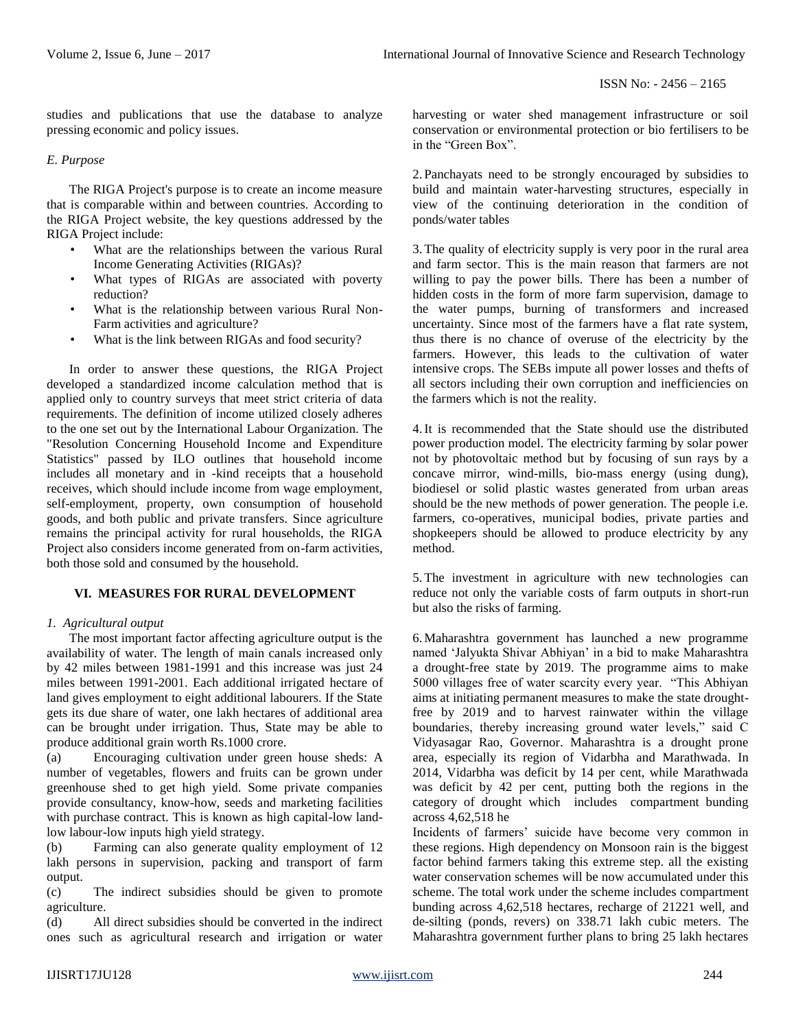studies and publications that use the database to analyze pressing economic and policy issues.

### *E. Purpose*

The RIGA Project's purpose is to create an income measure that is comparable within and between countries. According to the RIGA Project website, the key questions addressed by the RIGA Project include:

- What are the relationships between the various Rural Income Generating Activities (RIGAs)?
- What types of RIGAs are associated with poverty reduction?
- What is the relationship between various Rural Non-Farm activities and agriculture?
- What is the link between RIGAs and food security?

In order to answer these questions, the RIGA Project developed a standardized income calculation method that is applied only to country surveys that meet strict criteria of data requirements. The definition of income utilized closely adheres to the one set out by the International Labour Organization. The "Resolution Concerning Household Income and Expenditure Statistics" passed by ILO outlines that household income includes all monetary and in -kind receipts that a household receives, which should include income from wage employment, self-employment, property, own consumption of household goods, and both public and private transfers. Since agriculture remains the principal activity for rural households, the RIGA Project also considers income generated from on-farm activities, both those sold and consumed by the household.

## VI. MEASURES FOR RURAL DEVELOPMENT

### *1. Agricultural output*

The most important factor affecting agriculture output is the availability of water. The length of main canals increased only by 42 miles between 1981-1991 and this increase was just 24 miles between 1991-2001. Each additional irrigated hectare of land gives employment to eight additional labourers. If the State gets its due share of water, one lakh hectares of additional area can be brought under irrigation. Thus, State may be able to produce additional grain worth Rs.1000 crore.

(a) Encouraging cultivation under green house sheds: A number of vegetables, flowers and fruits can be grown under greenhouse shed to get high yield. Some private companies provide consultancy, know-how, seeds and marketing facilities with purchase contract. This is known as high capital-low land-low labour-low inputs high yield strategy.

(b) Farming can also generate quality employment of 12 lakh persons in supervision, packing and transport of farm output.

(c) The indirect subsidies should be given to promote agriculture.

(d) All direct subsidies should be converted in the indirect ones such as agricultural research and irrigation or water harvesting or water shed management infrastructure or soil conservation or environmental protection or bio fertilisers to be in the "Green Box".

2. Panchayats need to be strongly encouraged by subsidies to build and maintain water-harvesting structures, especially in view of the continuing deterioration in the condition of ponds/water tables

3. The quality of electricity supply is very poor in the rural area and farm sector. This is the main reason that farmers are not willing to pay the power bills. There has been a number of hidden costs in the form of more farm supervision, damage to the water pumps, burning of transformers and increased uncertainty. Since most of the farmers have a flat rate system, thus there is no chance of overuse of the electricity by the farmers. However, this leads to the cultivation of water intensive crops. The SEBs impute all power losses and thefts of all sectors including their own corruption and inefficiencies on the farmers which is not the reality.

4. It is recommended that the State should use the distributed power production model. The electricity farming by solar power not by photovoltaic method but by focusing of sun rays by a concave mirror, wind-mills, bio-mass energy (using dung), biodiesel or solid plastic wastes generated from urban areas should be the new methods of power generation. The people i.e. farmers, co-operatives, municipal bodies, private parties and shopkeepers should be allowed to produce electricity by any method.

5. The investment in agriculture with new technologies can reduce not only the variable costs of farm outputs in short-run but also the risks of farming.

6. Maharashtra government has launched a new programme named 'Jalyukta Shivar Abhiyan' in a bid to make Maharashtra a drought-free state by 2019. The programme aims to make 5000 villages free of water scarcity every year. "This Abhiyan aims at initiating permanent measures to make the state drought-free by 2019 and to harvest rainwater within the village boundaries, thereby increasing ground water levels," said C Vidyasagar Rao, Governor. Maharashtra is a drought prone area, especially its region of Vidarbha and Marathwada. In 2014, Vidarbha was deficit by 14 per cent, while Marathwada was deficit by 42 per cent, putting both the regions in the category of drought which includes compartment bunding across 4,62,518 he

Incidents of farmers' suicide have become very common in these regions. High dependency on Monsoon rain is the biggest factor behind farmers taking this extreme step. all the existing water conservation schemes will be now accumulated under this scheme. The total work under the scheme includes compartment bunding across 4,62,518 hectares, recharge of 21221 well, and de-silting (ponds, revers) on 338.71 lakh cubic meters. The Maharashtra government further plans to bring 25 lakh hectares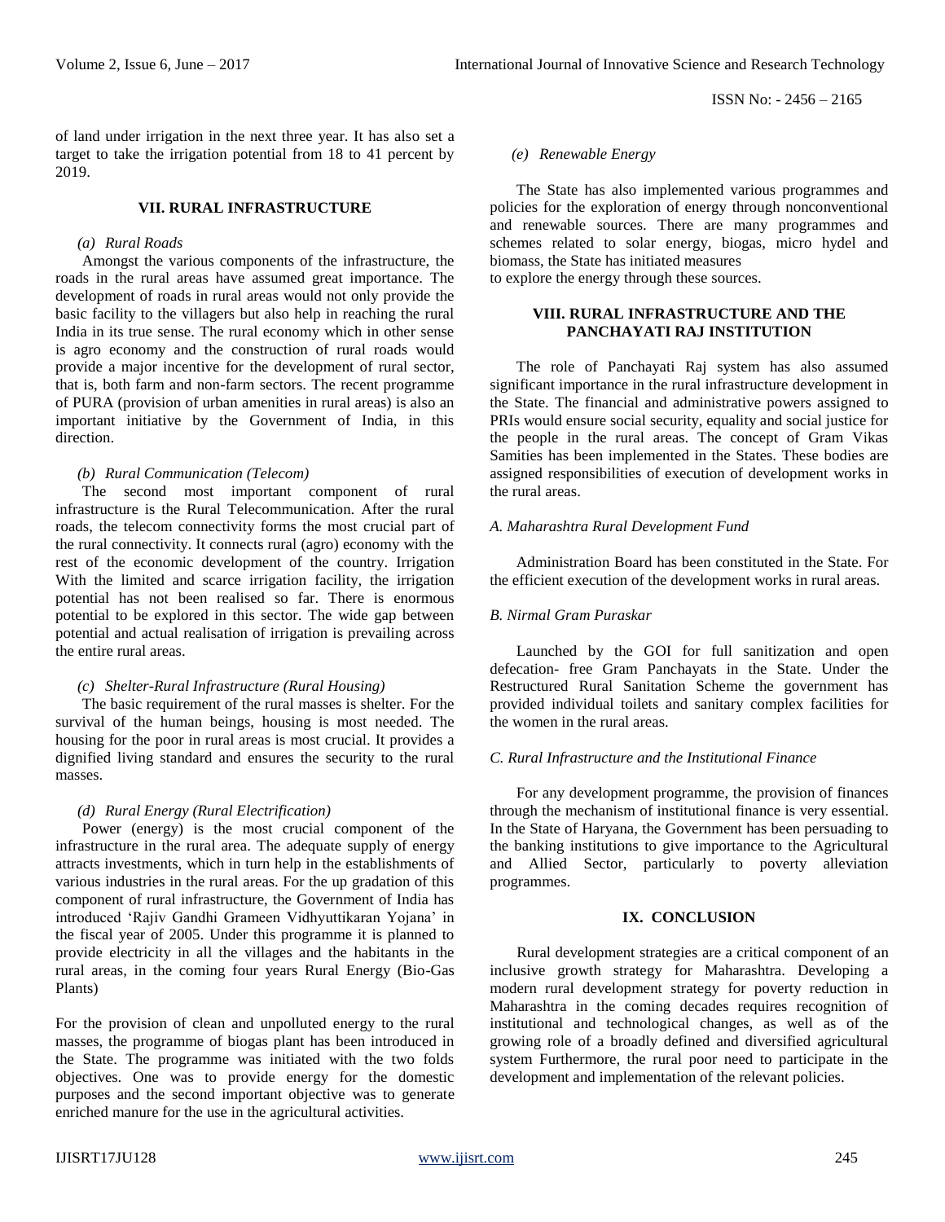of land under irrigation in the next three year. It has also set a target to take the irrigation potential from 18 to 41 percent by 2019.

## VII. RURAL INFRASTRUCTURE

### *(a) Rural Roads*

Amongst the various components of the infrastructure, the roads in the rural areas have assumed great importance. The development of roads in rural areas would not only provide the basic facility to the villagers but also help in reaching the rural India in its true sense. The rural economy which in other sense is agro economy and the construction of rural roads would provide a major incentive for the development of rural sector, that is, both farm and non-farm sectors. The recent programme of PURA (provision of urban amenities in rural areas) is also an important initiative by the Government of India, in this direction.

### *(b) Rural Communication (Telecom)*

The second most important component of rural infrastructure is the Rural Telecommunication. After the rural roads, the telecom connectivity forms the most crucial part of the rural connectivity. It connects rural (agro) economy with the rest of the economic development of the country. Irrigation With the limited and scarce irrigation facility, the irrigation potential has not been realised so far. There is enormous potential to be explored in this sector. The wide gap between potential and actual realisation of irrigation is prevailing across the entire rural areas.

### *(c) Shelter-Rural Infrastructure (Rural Housing)*

The basic requirement of the rural masses is shelter. For the survival of the human beings, housing is most needed. The housing for the poor in rural areas is most crucial. It provides a dignified living standard and ensures the security to the rural masses.

### *(d) Rural Energy (Rural Electrification)*

Power (energy) is the most crucial component of the infrastructure in the rural area. The adequate supply of energy attracts investments, which in turn help in the establishments of various industries in the rural areas. For the up gradation of this component of rural infrastructure, the Government of India has introduced 'Rajiv Gandhi Grameen Vidhyuttikaran Yojana' in the fiscal year of 2005. Under this programme it is planned to provide electricity in all the villages and the habitants in the rural areas, in the coming four years Rural Energy (Bio-Gas Plants)

For the provision of clean and unpolluted energy to the rural masses, the programme of biogas plant has been introduced in the State. The programme was initiated with the two folds objectives. One was to provide energy for the domestic purposes and the second important objective was to generate enriched manure for the use in the agricultural activities.

### *(e) Renewable Energy*

The State has also implemented various programmes and policies for the exploration of energy through nonconventional and renewable sources. There are many programmes and schemes related to solar energy, biogas, micro hydel and biomass, the State has initiated measures
to explore the energy through these sources.

## VIII. RURAL INFRASTRUCTURE AND THE PANCHAYATI RAJ INSTITUTION

The role of Panchayati Raj system has also assumed significant importance in the rural infrastructure development in the State. The financial and administrative powers assigned to PRIs would ensure social security, equality and social justice for the people in the rural areas. The concept of Gram Vikas Samities has been implemented in the States. These bodies are assigned responsibilities of execution of development works in the rural areas.

### *A. Maharashtra Rural Development Fund*

Administration Board has been constituted in the State. For the efficient execution of the development works in rural areas.

### *B. Nirmal Gram Puraskar*

Launched by the GOI for full sanitization and open defecation- free Gram Panchayats in the State. Under the Restructured Rural Sanitation Scheme the government has provided individual toilets and sanitary complex facilities for the women in the rural areas.

### *C. Rural Infrastructure and the Institutional Finance*

For any development programme, the provision of finances through the mechanism of institutional finance is very essential. In the State of Haryana, the Government has been persuading to the banking institutions to give importance to the Agricultural and Allied Sector, particularly to poverty alleviation programmes.

## IX. CONCLUSION

Rural development strategies are a critical component of an inclusive growth strategy for Maharashtra. Developing a modern rural development strategy for poverty reduction in Maharashtra in the coming decades requires recognition of institutional and technological changes, as well as of the growing role of a broadly defined and diversified agricultural system Furthermore, the rural poor need to participate in the development and implementation of the relevant policies.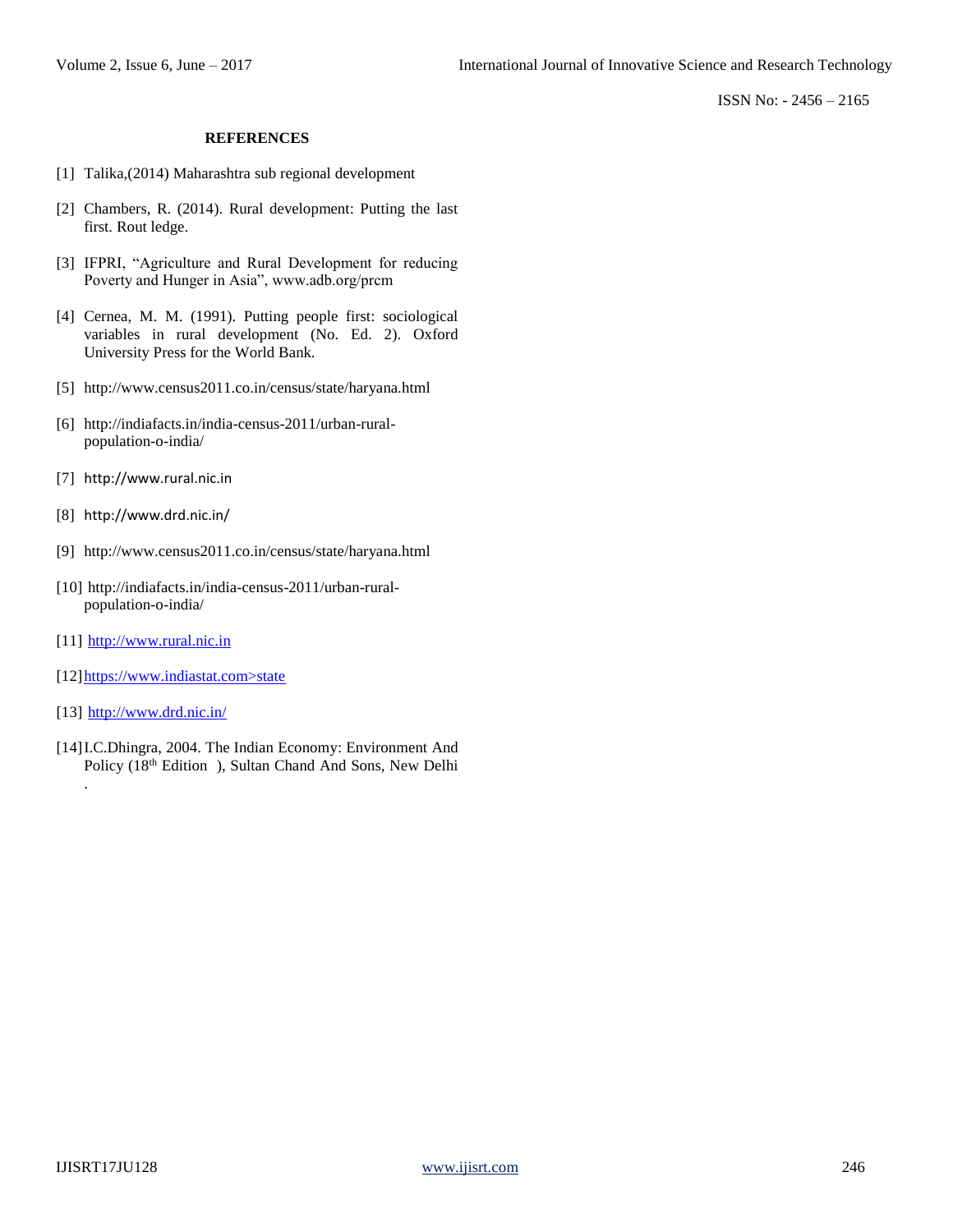## REFERENCES

[1] Talika,(2014) Maharashtra sub regional development

[2] Chambers, R. (2014). Rural development: Putting the last first. Rout ledge.

[3] IFPRI, "Agriculture and Rural Development for reducing Poverty and Hunger in Asia", www.adb.org/prcm

[4] Cernea, M. M. (1991). Putting people first: sociological variables in rural development (No. Ed. 2). Oxford University Press for the World Bank.

[5] http://www.census2011.co.in/census/state/haryana.html

[6] http://indiafacts.in/india-census-2011/urban-rural-population-o-india/

[7] http://www.rural.nic.in

[8] http://www.drd.nic.in/

[9] http://www.census2011.co.in/census/state/haryana.html

[10] http://indiafacts.in/india-census-2011/urban-rural-population-o-india/

[11] http://www.rural.nic.in

[12] https://www.indiastat.com>state

[13] http://www.drd.nic.in/

[14] I.C.Dhingra, 2004. The Indian Economy: Environment And Policy (18th Edition ), Sultan Chand And Sons, New Delhi
.